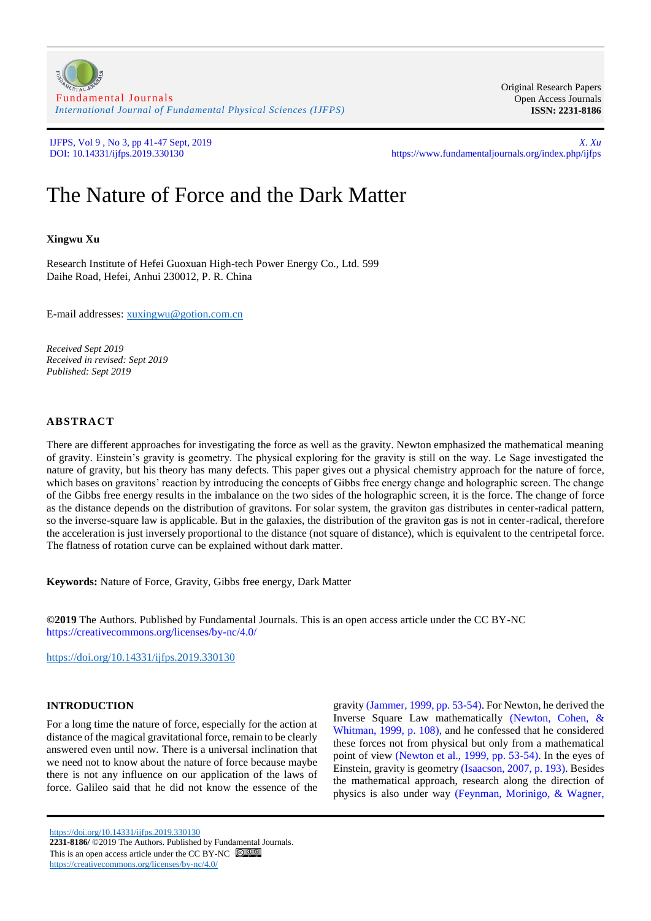# The Nature of Force and the Dark Matter

**Xingwu Xu**

Research Institute of Hefei Guoxuan High-tech Power Energy Co., Ltd. 599 Daihe Road, Hefei, Anhui 230012, P. R. China

E-mail addresses: xuxingwu@gotion.com.cn

*Received Sept 2019*
*Received in revised: Sept 2019*
*Published: Sept 2019*

## ABSTRACT

There are different approaches for investigating the force as well as the gravity. Newton emphasized the mathematical meaning of gravity. Einstein's gravity is geometry. The physical exploring for the gravity is still on the way. Le Sage investigated the nature of gravity, but his theory has many defects. This paper gives out a physical chemistry approach for the nature of force, which bases on gravitons' reaction by introducing the concepts of Gibbs free energy change and holographic screen. The change of the Gibbs free energy results in the imbalance on the two sides of the holographic screen, it is the force. The change of force as the distance depends on the distribution of gravitons. For solar system, the graviton gas distributes in center-radical pattern, so the inverse-square law is applicable. But in the galaxies, the distribution of the graviton gas is not in center-radical, therefore the acceleration is just inversely proportional to the distance (not square of distance), which is equivalent to the centripetal force. The flatness of rotation curve can be explained without dark matter.

**Keywords:** Nature of Force, Gravity, Gibbs free energy, Dark Matter

**©2019** The Authors. Published by Fundamental Journals. This is an open access article under the CC BY-NC https://creativecommons.org/licenses/by-nc/4.0/

https://doi.org/10.14331/ijfps.2019.330130

## INTRODUCTION

For a long time the nature of force, especially for the action at distance of the magical gravitational force, remain to be clearly answered even until now. There is a universal inclination that we need not to know about the nature of force because maybe there is not any influence on our application of the laws of force. Galileo said that he did not know the essence of the gravity (Jammer, 1999, pp. 53-54). For Newton, he derived the Inverse Square Law mathematically (Newton, Cohen, & Whitman, 1999, p. 108), and he confessed that he considered these forces not from physical but only from a mathematical point of view (Newton et al., 1999, pp. 53-54). In the eyes of Einstein, gravity is geometry (Isaacson, 2007, p. 193). Besides the mathematical approach, research along the direction of physics is also under way (Feynman, Morinigo, & Wagner,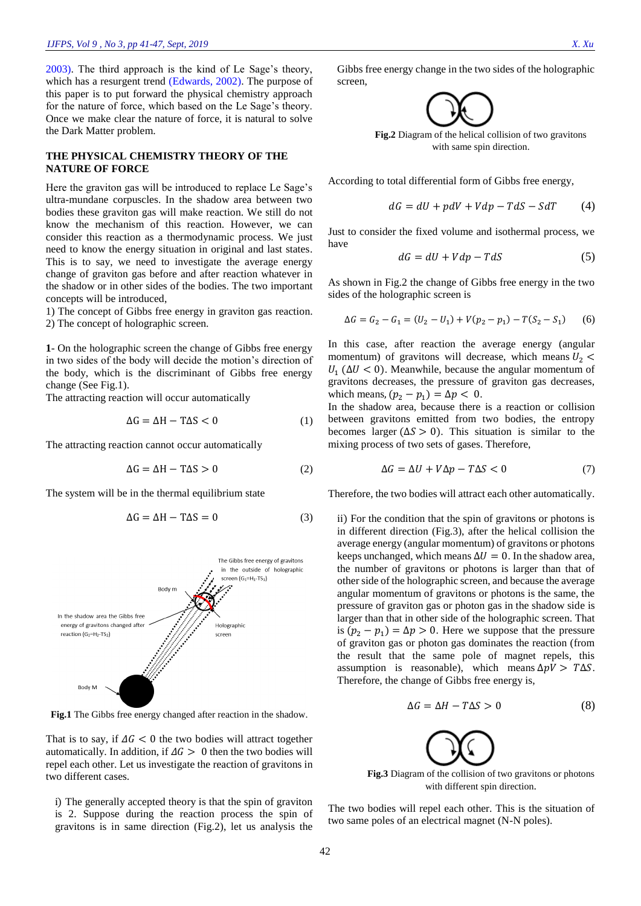2003). The third approach is the kind of Le Sage's theory, which has a resurgent trend (Edwards, 2002). The purpose of this paper is to put forward the physical chemistry approach for the nature of force, which based on the Le Sage's theory. Once we make clear the nature of force, it is natural to solve the Dark Matter problem.

## THE PHYSICAL CHEMISTRY THEORY OF THE NATURE OF FORCE

Here the graviton gas will be introduced to replace Le Sage's ultra-mundane corpuscles. In the shadow area between two bodies these graviton gas will make reaction. We still do not know the mechanism of this reaction. However, we can consider this reaction as a thermodynamic process. We just need to know the energy situation in original and last states. This is to say, we need to investigate the average energy change of graviton gas before and after reaction whatever in the shadow or in other sides of the bodies. The two important concepts will be introduced,

1) The concept of Gibbs free energy in graviton gas reaction.
2) The concept of holographic screen.

**1-** On the holographic screen the change of Gibbs free energy in two sides of the body will decide the motion's direction of the body, which is the discriminant of Gibbs free energy change (See Fig.1).

The attracting reaction will occur automatically

$$\Delta G = \Delta H - T\Delta S < 0 \quad (1)$$

The attracting reaction cannot occur automatically

$$\Delta G = \Delta H - T\Delta S > 0 \quad (2)$$

The system will be in the thermal equilibrium state

$$\Delta G = \Delta H - T\Delta S = 0 \quad (3)$$

The Gibbs free energy of gravitons in the outside of holographic screen ($G_1$=$H_1$-$TS_1$)

Body m

In the shadow area the Gibbs free energy of gravitons changed after reaction ($G_2$=$H_2$-$TS_2$)

Holographic screen

Body M

**Fig.1** The Gibbs free energy changed after reaction in the shadow.

That is to say, if $\Delta G < 0$ the two bodies will attract together automatically. In addition, if $\Delta G > 0$ then the two bodies will repel each other. Let us investigate the reaction of gravitons in two different cases.

i) The generally accepted theory is that the spin of graviton is 2. Suppose during the reaction process the spin of gravitons is in same direction (Fig.2), let us analysis the Gibbs free energy change in the two sides of the holographic screen,

**Fig.2** Diagram of the helical collision of two gravitons with same spin direction.

According to total differential form of Gibbs free energy,

$$dG = dU + pdV + Vdp - TdS - SdT \quad (4)$$

Just to consider the fixed volume and isothermal process, we have

$$dG = dU + Vdp - TdS \quad (5)$$

As shown in Fig.2 the change of Gibbs free energy in the two sides of the holographic screen is

$$\Delta G = G_2 - G_1 = (U_2 - U_1) + V(p_2 - p_1) - T(S_2 - S_1) \quad (6)$$

In this case, after reaction the average energy (angular momentum) of gravitons will decrease, which means $U_2 < U_1$ ($\Delta U < 0$). Meanwhile, because the angular momentum of gravitons decreases, the pressure of graviton gas decreases, which means, $(p_2 - p_1) = \Delta p < 0$.

In the shadow area, because there is a reaction or collision between gravitons emitted from two bodies, the entropy becomes larger ($\Delta S > 0$). This situation is similar to the mixing process of two sets of gases. Therefore,

$$\Delta G = \Delta U + V\Delta p - T\Delta S < 0 \quad (7)$$

Therefore, the two bodies will attract each other automatically.

ii) For the condition that the spin of gravitons or photons is in different direction (Fig.3), after the helical collision the average energy (angular momentum) of gravitons or photons keeps unchanged, which means $\Delta U = 0$. In the shadow area, the number of gravitons or photons is larger than that of other side of the holographic screen, and because the average angular momentum of gravitons or photons is the same, the pressure of graviton gas or photon gas in the shadow side is larger than that in other side of the holographic screen. That is $(p_2 - p_1) = \Delta p > 0$. Here we suppose that the pressure of graviton gas or photon gas dominates the reaction (from the result that the same pole of magnet repels, this assumption is reasonable), which means $\Delta pV > T\Delta S$. Therefore, the change of Gibbs free energy is,

$$\Delta G = \Delta H - T\Delta S > 0 \quad (8)$$

**Fig.3** Diagram of the collision of two gravitons or photons with different spin direction.

The two bodies will repel each other. This is the situation of two same poles of an electrical magnet (N-N poles).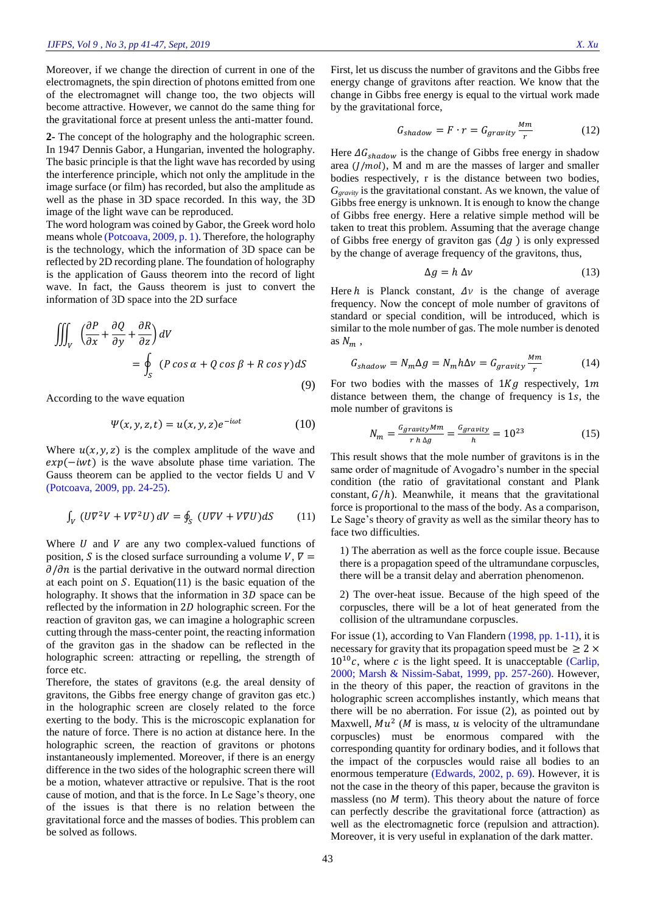Moreover, if we change the direction of current in one of the electromagnets, the spin direction of photons emitted from one of the electromagnet will change too, the two objects will become attractive. However, we cannot do the same thing for the gravitational force at present unless the anti-matter found.

**2-** The concept of the holography and the holographic screen. In 1947 Dennis Gabor, a Hungarian, invented the holography. The basic principle is that the light wave has recorded by using the interference principle, which not only the amplitude in the image surface (or film) has recorded, but also the amplitude as well as the phase in 3D space recorded. In this way, the 3D image of the light wave can be reproduced.

The word hologram was coined by Gabor, the Greek word holo means whole (Potcoava, 2009, p. 1). Therefore, the holography is the technology, which the information of 3D space can be reflected by 2D recording plane. The foundation of holography is the application of Gauss theorem into the record of light wave. In fact, the Gauss theorem is just to convert the information of 3D space into the 2D surface

$$\iiint_V \left(\frac{\partial P}{\partial x} + \frac{\partial Q}{\partial y} + \frac{\partial R}{\partial z}\right) dV = \oint_S (P\cos\alpha + Q\cos\beta + R\cos\gamma) dS \tag{9}$$

According to the wave equation

$$\Psi(x,y,z,t) = u(x,y,z)e^{-i\omega t} \tag{10}$$

Where $u(x,y,z)$ is the complex amplitude of the wave and $exp(-iwt)$ is the wave absolute phase time variation. The Gauss theorem can be applied to the vector fields U and V (Potcoava, 2009, pp. 24-25).

$$\int_V (U\nabla^2 V + V\nabla^2 U)\, dV = \oint_S (U\nabla V + V\nabla U) dS \tag{11}$$

Where $U$ and $V$ are any two complex-valued functions of position, $S$ is the closed surface surrounding a volume $V$, $\nabla = \partial/\partial n$ is the partial derivative in the outward normal direction at each point on $S$. Equation(11) is the basic equation of the holography. It shows that the information in $3D$ space can be reflected by the information in $2D$ holographic screen. For the reaction of graviton gas, we can imagine a holographic screen cutting through the mass-center point, the reacting information of the graviton gas in the shadow can be reflected in the holographic screen: attracting or repelling, the strength of force etc.

Therefore, the states of gravitons (e.g. the areal density of gravitons, the Gibbs free energy change of graviton gas etc.) in the holographic screen are closely related to the force exerting to the body. This is the microscopic explanation for the nature of force. There is no action at distance here. In the holographic screen, the reaction of gravitons or photons instantaneously implemented. Moreover, if there is an energy difference in the two sides of the holographic screen there will be a motion, whatever attractive or repulsive. That is the root cause of motion, and that is the force. In Le Sage's theory, one of the issues is that there is no relation between the gravitational force and the masses of bodies. This problem can be solved as follows.

First, let us discuss the number of gravitons and the Gibbs free energy change of gravitons after reaction. We know that the change in Gibbs free energy is equal to the virtual work made by the gravitational force,

$$G_{shadow} = F \cdot r = G_{gravity}\frac{Mm}{r} \tag{12}$$

Here $\Delta G_{shadow}$ is the change of Gibbs free energy in shadow area ($J/mol$), M and m are the masses of larger and smaller bodies respectively, r is the distance between two bodies, $G_{gravity}$ is the gravitational constant. As we known, the value of Gibbs free energy is unknown. It is enough to know the change of Gibbs free energy. Here a relative simple method will be taken to treat this problem. Assuming that the average change of Gibbs free energy of graviton gas ($\Delta g$) is only expressed by the change of average frequency of the gravitons, thus,

$$\Delta g = h\,\Delta\nu \tag{13}$$

Here $h$ is Planck constant, $\Delta\nu$ is the change of average frequency. Now the concept of mole number of gravitons of standard or special condition, will be introduced, which is similar to the mole number of gas. The mole number is denoted as $N_m$ ,

$$G_{shadow} = N_m \Delta g = N_m h \Delta\nu = G_{gravity}\frac{Mm}{r} \tag{14}$$

For two bodies with the masses of $1Kg$ respectively, $1m$ distance between them, the change of frequency is $1s$, the mole number of gravitons is

$$N_m = \frac{G_{gravity}Mm}{r\,h\,\Delta g} = \frac{G_{gravity}}{h} = 10^{23} \tag{15}$$

This result shows that the mole number of gravitons is in the same order of magnitude of Avogadro's number in the special condition (the ratio of gravitational constant and Plank constant, $G/h$). Meanwhile, it means that the gravitational force is proportional to the mass of the body. As a comparison, Le Sage's theory of gravity as well as the similar theory has to face two difficulties.

1) The aberration as well as the force couple issue. Because there is a propagation speed of the ultramundane corpuscles, there will be a transit delay and aberration phenomenon.

2) The over-heat issue. Because of the high speed of the corpuscles, there will be a lot of heat generated from the collision of the ultramundane corpuscles.

For issue (1), according to Van Flandern (1998, pp. 1-11), it is necessary for gravity that its propagation speed must be $\geq 2 \times 10^{10}c$, where $c$ is the light speed. It is unacceptable (Carlip, 2000; Marsh & Nissim-Sabat, 1999, pp. 257-260). However, in the theory of this paper, the reaction of gravitons in the holographic screen accomplishes instantly, which means that there will be no aberration. For issue (2), as pointed out by Maxwell, $Mu^2$ ($M$ is mass, $u$ is velocity of the ultramundane corpuscles) must be enormous compared with the corresponding quantity for ordinary bodies, and it follows that the impact of the corpuscles would raise all bodies to an enormous temperature (Edwards, 2002, p. 69). However, it is not the case in the theory of this paper, because the graviton is massless (no $M$ term). This theory about the nature of force can perfectly describe the gravitational force (attraction) as well as the electromagnetic force (repulsion and attraction). Moreover, it is very useful in explanation of the dark matter.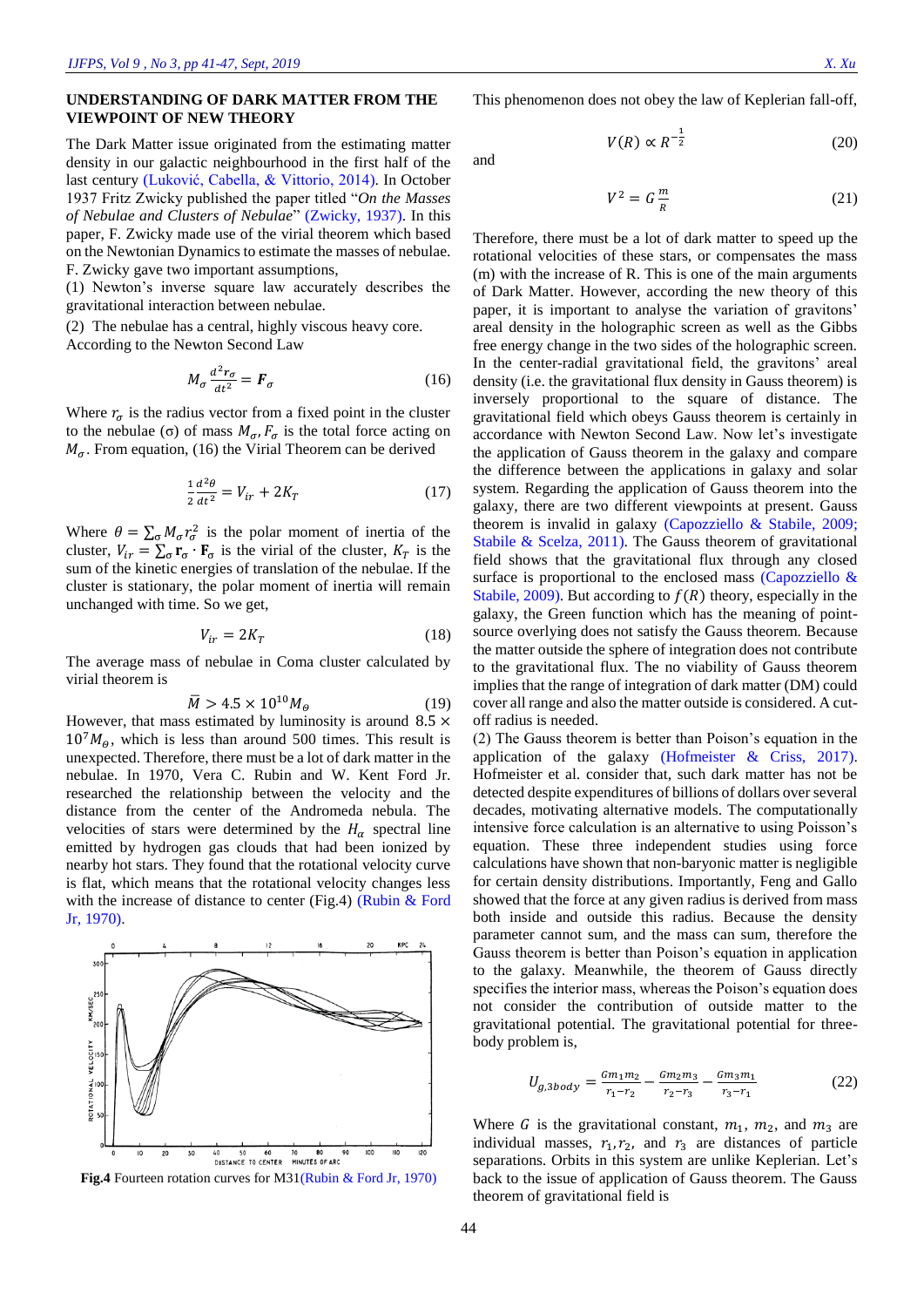## UNDERSTANDING OF DARK MATTER FROM THE VIEWPOINT OF NEW THEORY

The Dark Matter issue originated from the estimating matter density in our galactic neighbourhood in the first half of the last century (Luković, Cabella, & Vittorio, 2014). In October 1937 Fritz Zwicky published the paper titled "*On the Masses of Nebulae and Clusters of Nebulae*" (Zwicky, 1937). In this paper, F. Zwicky made use of the virial theorem which based on the Newtonian Dynamics to estimate the masses of nebulae. F. Zwicky gave two important assumptions,

(1) Newton's inverse square law accurately describes the gravitational interaction between nebulae.

(2) The nebulae has a central, highly viscous heavy core.

According to the Newton Second Law

$$M_\sigma \frac{d^2 \boldsymbol{r}_\sigma}{dt^2} = \boldsymbol{F}_\sigma \tag{16}$$

Where $r_\sigma$ is the radius vector from a fixed point in the cluster to the nebulae ($\sigma$) of mass $M_\sigma$, $F_\sigma$ is the total force acting on $M_\sigma$. From equation, (16) the Virial Theorem can be derived

$$\frac{1}{2}\frac{d^2\theta}{dt^2} = V_{ir} + 2K_T \tag{17}$$

Where $\theta = \sum_\sigma M_\sigma r_\sigma^2$ is the polar moment of inertia of the cluster, $V_{ir} = \sum_\sigma \mathbf{r}_\sigma \cdot \mathbf{F}_\sigma$ is the virial of the cluster, $K_T$ is the sum of the kinetic energies of translation of the nebulae. If the cluster is stationary, the polar moment of inertia will remain unchanged with time. So we get,

$$V_{ir} = 2K_T \tag{18}$$

The average mass of nebulae in Coma cluster calculated by virial theorem is

$$\bar{M} > 4.5 \times 10^{10} M_\theta \tag{19}$$

However, that mass estimated by luminosity is around $8.5 \times 10^7 M_\theta$, which is less than around 500 times. This result is unexpected. Therefore, there must be a lot of dark matter in the nebulae. In 1970, Vera C. Rubin and W. Kent Ford Jr. researched the relationship between the velocity and the distance from the center of the Andromeda nebula. The velocities of stars were determined by the $H_\alpha$ spectral line emitted by hydrogen gas clouds that had been ionized by nearby hot stars. They found that the rotational velocity curve is flat, which means that the rotational velocity changes less with the increase of distance to center (Fig.4) (Rubin & Ford Jr, 1970).

**Fig.4** Fourteen rotation curves for M31(Rubin & Ford Jr, 1970)

This phenomenon does not obey the law of Keplerian fall-off,

$$V(R) \propto R^{-\frac{1}{2}} \tag{20}$$

and

$$V^2 = G\frac{m}{R} \tag{21}$$

Therefore, there must be a lot of dark matter to speed up the rotational velocities of these stars, or compensates the mass (m) with the increase of R. This is one of the main arguments of Dark Matter. However, according the new theory of this paper, it is important to analyse the variation of gravitons' areal density in the holographic screen as well as the Gibbs free energy change in the two sides of the holographic screen. In the center-radial gravitational field, the gravitons' areal density (i.e. the gravitational flux density in Gauss theorem) is inversely proportional to the square of distance. The gravitational field which obeys Gauss theorem is certainly in accordance with Newton Second Law. Now let's investigate the application of Gauss theorem in the galaxy and compare the difference between the applications in galaxy and solar system. Regarding the application of Gauss theorem into the galaxy, there are two different viewpoints at present. Gauss theorem is invalid in galaxy (Capozziello & Stabile, 2009; Stabile & Scelza, 2011). The Gauss theorem of gravitational field shows that the gravitational flux through any closed surface is proportional to the enclosed mass (Capozziello & Stabile, 2009). But according to $f(R)$ theory, especially in the galaxy, the Green function which has the meaning of point-source overlying does not satisfy the Gauss theorem. Because the matter outside the sphere of integration does not contribute to the gravitational flux. The no viability of Gauss theorem implies that the range of integration of dark matter (DM) could cover all range and also the matter outside is considered. A cut-off radius is needed.

(2) The Gauss theorem is better than Poison's equation in the application of the galaxy (Hofmeister & Criss, 2017). Hofmeister et al. consider that, such dark matter has not be detected despite expenditures of billions of dollars over several decades, motivating alternative models. The computationally intensive force calculation is an alternative to using Poisson's equation. These three independent studies using force calculations have shown that non-baryonic matter is negligible for certain density distributions. Importantly, Feng and Gallo showed that the force at any given radius is derived from mass both inside and outside this radius. Because the density parameter cannot sum, and the mass can sum, therefore the Gauss theorem is better than Poison's equation in application to the galaxy. Meanwhile, the theorem of Gauss directly specifies the interior mass, whereas the Poison's equation does not consider the contribution of outside matter to the gravitational potential. The gravitational potential for three-body problem is,

$$U_{g,3body} = \frac{Gm_1m_2}{r_1 - r_2} - \frac{Gm_2m_3}{r_2 - r_3} - \frac{Gm_3m_1}{r_3 - r_1} \tag{22}$$

Where $G$ is the gravitational constant, $m_1$, $m_2$, and $m_3$ are individual masses, $r_1$, $r_2$, and $r_3$ are distances of particle separations. Orbits in this system are unlike Keplerian. Let's back to the issue of application of Gauss theorem. The Gauss theorem of gravitational field is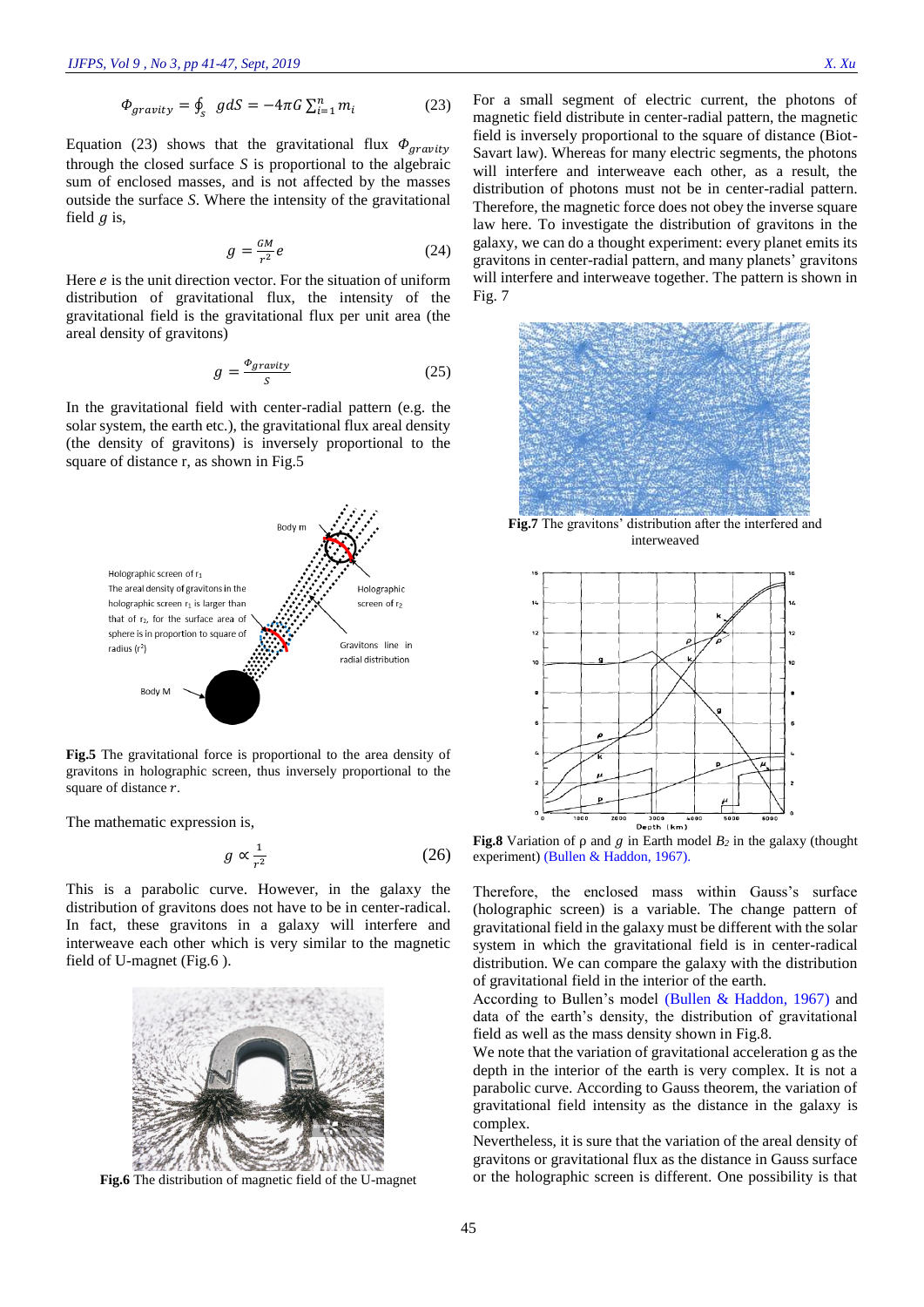$$\Phi_{gravity} = \oint_s gdS = -4\pi G \sum_{i=1}^{n} m_i \tag{23}$$

Equation (23) shows that the gravitational flux $\Phi_{gravity}$ through the closed surface *S* is proportional to the algebraic sum of enclosed masses, and is not affected by the masses outside the surface *S*. Where the intensity of the gravitational field *g* is,

$$g = \frac{GM}{r^2} e \tag{24}$$

Here *e* is the unit direction vector. For the situation of uniform distribution of gravitational flux, the intensity of the gravitational field is the gravitational flux per unit area (the areal density of gravitons)

$$g = \frac{\Phi_{gravity}}{S} \tag{25}$$

In the gravitational field with center-radial pattern (e.g. the solar system, the earth etc.), the gravitational flux areal density (the density of gravitons) is inversely proportional to the square of distance r, as shown in Fig.5

**Fig.5** The gravitational force is proportional to the area density of gravitons in holographic screen, thus inversely proportional to the square of distance *r*.

The mathematic expression is,

$$g \propto \frac{1}{r^2} \tag{26}$$

This is a parabolic curve. However, in the galaxy the distribution of gravitons does not have to be in center-radical. In fact, these gravitons in a galaxy will interfere and interweave each other which is very similar to the magnetic field of U-magnet (Fig.6 ).

**Fig.6** The distribution of magnetic field of the U-magnet

For a small segment of electric current, the photons of magnetic field distribute in center-radial pattern, the magnetic field is inversely proportional to the square of distance (Biot-Savart law). Whereas for many electric segments, the photons will interfere and interweave each other, as a result, the distribution of photons must not be in center-radial pattern. Therefore, the magnetic force does not obey the inverse square law here. To investigate the distribution of gravitons in the galaxy, we can do a thought experiment: every planet emits its gravitons in center-radial pattern, and many planets' gravitons will interfere and interweave together. The pattern is shown in Fig. 7

**Fig.7** The gravitons' distribution after the interfered and interweaved

**Fig.8** Variation of ρ and *g* in Earth model $B_2$ in the galaxy (thought experiment) (Bullen & Haddon, 1967).

Therefore, the enclosed mass within Gauss's surface (holographic screen) is a variable. The change pattern of gravitational field in the galaxy must be different with the solar system in which the gravitational field is in center-radical distribution. We can compare the galaxy with the distribution of gravitational field in the interior of the earth.

According to Bullen's model (Bullen & Haddon, 1967) and data of the earth's density, the distribution of gravitational field as well as the mass density shown in Fig.8.

We note that the variation of gravitational acceleration g as the depth in the interior of the earth is very complex. It is not a parabolic curve. According to Gauss theorem, the variation of gravitational field intensity as the distance in the galaxy is complex.

Nevertheless, it is sure that the variation of the areal density of gravitons or gravitational flux as the distance in Gauss surface or the holographic screen is different. One possibility is that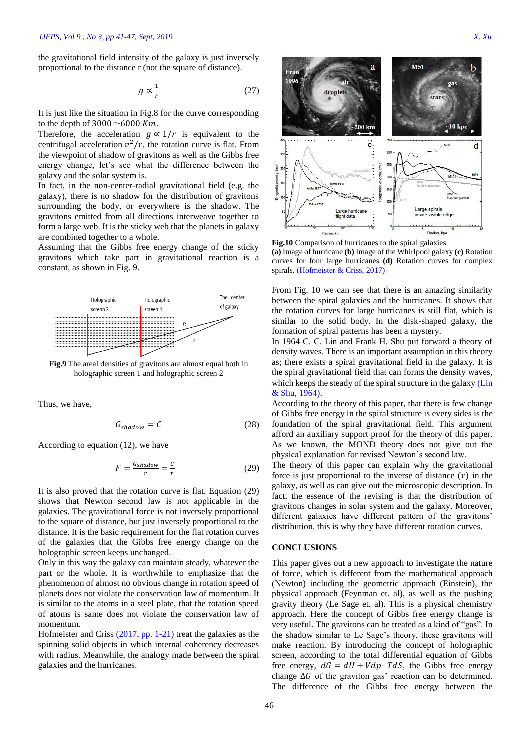the gravitational field intensity of the galaxy is just inversely proportional to the distance r (not the square of distance).

$$g \propto \frac{1}{r} \tag{27}$$

It is just like the situation in Fig.8 for the curve corresponding to the depth of $3000 \sim 6000\ Km$.

Therefore, the acceleration $g \propto 1/r$ is equivalent to the centrifugal acceleration $v^2/r$, the rotation curve is flat. From the viewpoint of shadow of gravitons as well as the Gibbs free energy change, let's see what the difference between the galaxy and the solar system is.

In fact, in the non-center-radial gravitational field (e.g. the galaxy), there is no shadow for the distribution of gravitons surrounding the body, or everywhere is the shadow. The gravitons emitted from all directions interweave together to form a large web. It is the sticky web that the planets in galaxy are combined together to a whole.

Assuming that the Gibbs free energy change of the sticky gravitons which take part in gravitational reaction is a constant, as shown in Fig. 9.

**Fig.9** The areal densities of gravitons are almost equal both in holographic screen 1 and holographic screen 2

Thus, we have,

$$G_{shadow} = C \tag{28}$$

According to equation (12), we have

$$F = \frac{G_{shadow}}{r} = \frac{C}{r} \tag{29}$$

It is also proved that the rotation curve is flat. Equation (29) shows that Newton second law is not applicable in the galaxies. The gravitational force is not inversely proportional to the square of distance, but just inversely proportional to the distance. It is the basic requirement for the flat rotation curves of the galaxies that the Gibbs free energy change on the holographic screen keeps unchanged.

Only in this way the galaxy can maintain steady, whatever the part or the whole. It is worthwhile to emphasize that the phenomenon of almost no obvious change in rotation speed of planets does not violate the conservation law of momentum. It is similar to the atoms in a steel plate, that the rotation speed of atoms is same does not violate the conservation law of momentum.

Hofmeister and Criss (2017, pp. 1-21) treat the galaxies as the spinning solid objects in which internal coherency decreases with radius. Meanwhile, the analogy made between the spiral galaxies and the hurricanes.

**Fig.10** Comparison of hurricanes to the spiral galaxies.
**(a)** Image of hurricane **(b)** Image of the Whirlpool galaxy **(c)** Rotation curves for four large hurricanes **(d)** Rotation curves for complex spirals. (Hofmeister & Criss, 2017)

From Fig. 10 we can see that there is an amazing similarity between the spiral galaxies and the hurricanes. It shows that the rotation curves for large hurricanes is still flat, which is similar to the solid body. In the disk-shaped galaxy, the formation of spiral patterns has been a mystery.

In 1964 C. C. Lin and Frank H. Shu put forward a theory of density waves. There is an important assumption in this theory as; there exists a spiral gravitational field in the galaxy. It is the spiral gravitational field that can forms the density waves, which keeps the steady of the spiral structure in the galaxy (Lin & Shu, 1964).

According to the theory of this paper, that there is few change of Gibbs free energy in the spiral structure is every sides is the foundation of the spiral gravitational field. This argument afford an auxiliary support proof for the theory of this paper. As we known, the MOND theory does not give out the physical explanation for revised Newton's second law.

The theory of this paper can explain why the gravitational force is just proportional to the inverse of distance ($r$) in the galaxy, as well as can give out the microscopic description. In fact, the essence of the revising is that the distribution of gravitons changes in solar system and the galaxy. Moreover, different galaxies have different pattern of the gravitons' distribution, this is why they have different rotation curves.

## CONCLUSIONS

This paper gives out a new approach to investigate the nature of force, which is different from the mathematical approach (Newton) including the geometric approach (Einstein), the physical approach (Feynman et. al), as well as the pushing gravity theory (Le Sage et. al). This is a physical chemistry approach. Here the concept of Gibbs free energy change is very useful. The gravitons can be treated as a kind of "gas". In the shadow similar to Le Sage's theory, these gravitons will make reaction. By introducing the concept of holographic screen, according to the total differential equation of Gibbs free energy, $dG = dU + Vdp - TdS$, the Gibbs free energy change $\Delta G$ of the graviton gas' reaction can be determined. The difference of the Gibbs free energy between the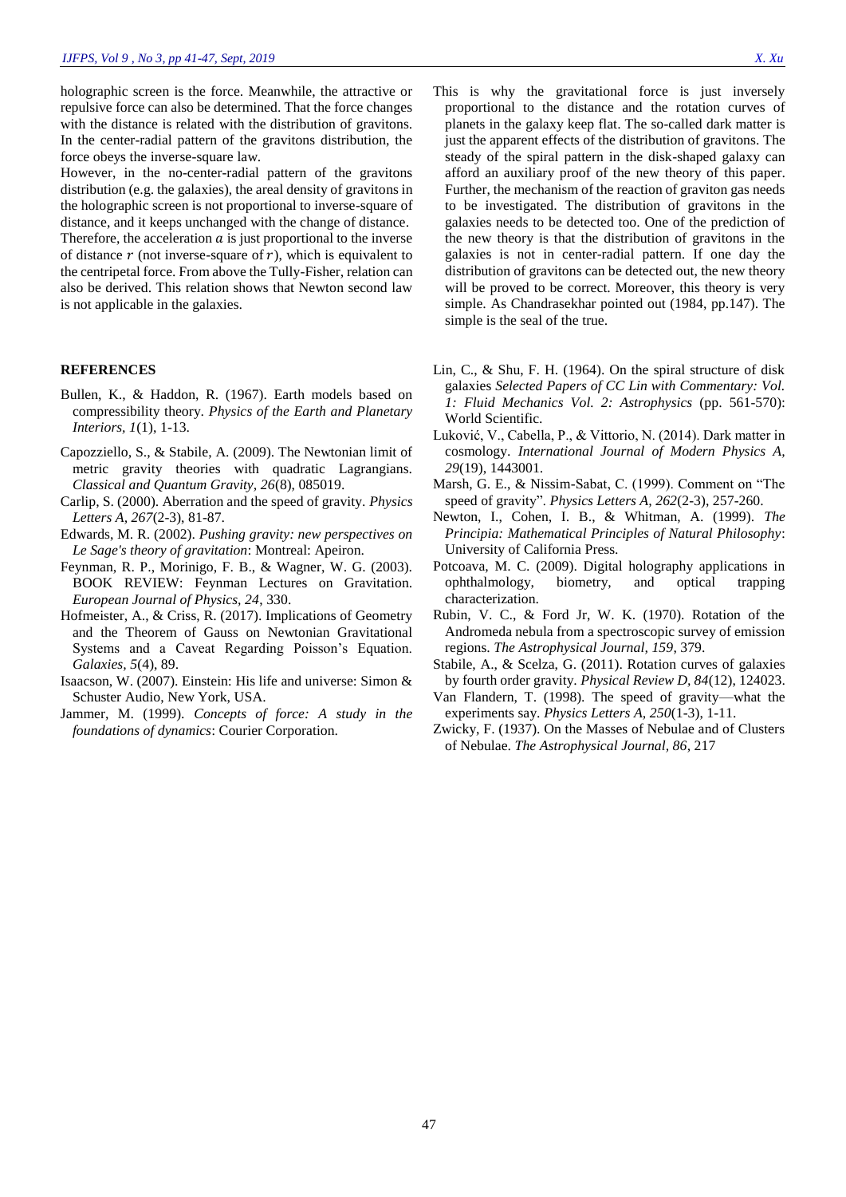holographic screen is the force. Meanwhile, the attractive or repulsive force can also be determined. That the force changes with the distance is related with the distribution of gravitons. In the center-radial pattern of the gravitons distribution, the force obeys the inverse-square law.

However, in the no-center-radial pattern of the gravitons distribution (e.g. the galaxies), the areal density of gravitons in the holographic screen is not proportional to inverse-square of distance, and it keeps unchanged with the change of distance. Therefore, the acceleration $a$ is just proportional to the inverse of distance $r$ (not inverse-square of $r$), which is equivalent to the centripetal force. From above the Tully-Fisher, relation can also be derived. This relation shows that Newton second law is not applicable in the galaxies.

This is why the gravitational force is just inversely proportional to the distance and the rotation curves of planets in the galaxy keep flat. The so-called dark matter is just the apparent effects of the distribution of gravitons. The steady of the spiral pattern in the disk-shaped galaxy can afford an auxiliary proof of the new theory of this paper. Further, the mechanism of the reaction of graviton gas needs to be investigated. The distribution of gravitons in the galaxies needs to be detected too. One of the prediction of the new theory is that the distribution of gravitons in the galaxies is not in center-radial pattern. If one day the distribution of gravitons can be detected out, the new theory will be proved to be correct. Moreover, this theory is very simple. As Chandrasekhar pointed out (1984, pp.147). The simple is the seal of the true.

## REFERENCES

Bullen, K., & Haddon, R. (1967). Earth models based on compressibility theory. *Physics of the Earth and Planetary Interiors, 1*(1), 1-13.

Capozziello, S., & Stabile, A. (2009). The Newtonian limit of metric gravity theories with quadratic Lagrangians. *Classical and Quantum Gravity, 26*(8), 085019.

Carlip, S. (2000). Aberration and the speed of gravity. *Physics Letters A, 267*(2-3), 81-87.

Edwards, M. R. (2002). *Pushing gravity: new perspectives on Le Sage's theory of gravitation*: Montreal: Apeiron.

Feynman, R. P., Morinigo, F. B., & Wagner, W. G. (2003). BOOK REVIEW: Feynman Lectures on Gravitation. *European Journal of Physics, 24*, 330.

Hofmeister, A., & Criss, R. (2017). Implications of Geometry and the Theorem of Gauss on Newtonian Gravitational Systems and a Caveat Regarding Poisson's Equation. *Galaxies, 5*(4), 89.

Isaacson, W. (2007). Einstein: His life and universe: Simon & Schuster Audio, New York, USA.

Jammer, M. (1999). *Concepts of force: A study in the foundations of dynamics*: Courier Corporation.

Lin, C., & Shu, F. H. (1964). On the spiral structure of disk galaxies *Selected Papers of CC Lin with Commentary: Vol. 1: Fluid Mechanics Vol. 2: Astrophysics* (pp. 561-570): World Scientific.

Luković, V., Cabella, P., & Vittorio, N. (2014). Dark matter in cosmology. *International Journal of Modern Physics A, 29*(19), 1443001.

Marsh, G. E., & Nissim-Sabat, C. (1999). Comment on "The speed of gravity". *Physics Letters A, 262*(2-3), 257-260.

Newton, I., Cohen, I. B., & Whitman, A. (1999). *The Principia: Mathematical Principles of Natural Philosophy*: University of California Press.

Potcoava, M. C. (2009). Digital holography applications in ophthalmology, biometry, and optical trapping characterization.

Rubin, V. C., & Ford Jr, W. K. (1970). Rotation of the Andromeda nebula from a spectroscopic survey of emission regions. *The Astrophysical Journal, 159*, 379.

Stabile, A., & Scelza, G. (2011). Rotation curves of galaxies by fourth order gravity. *Physical Review D, 84*(12), 124023.

Van Flandern, T. (1998). The speed of gravity—what the experiments say. *Physics Letters A, 250*(1-3), 1-11.

Zwicky, F. (1937). On the Masses of Nebulae and of Clusters of Nebulae. *The Astrophysical Journal, 86*, 217